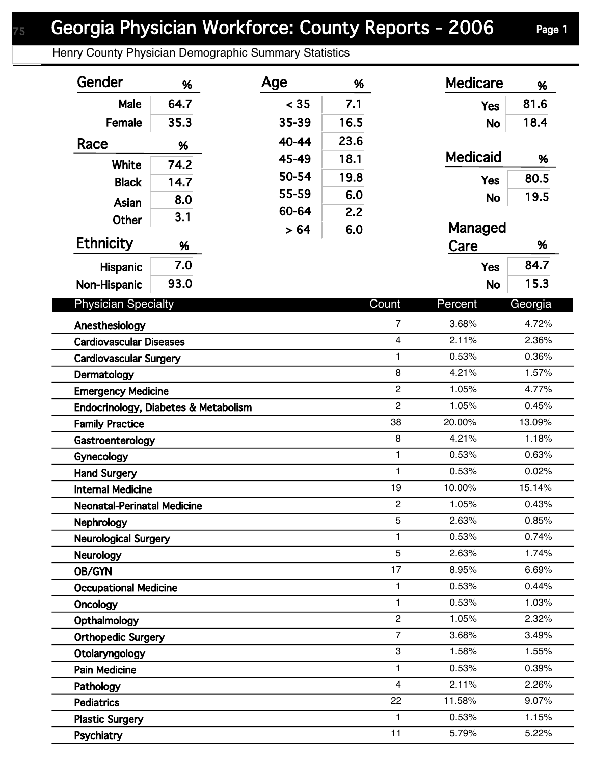# Georgia Physician Workforce: County Reports - 2006

Henry County Physician Demographic Summary Statistics

| Gender | % |
|---|---|
| Male | 64.7 |
| Female | 35.3 |

| Race | % |
|---|---|
| White | 74.2 |
| Black | 14.7 |
| Asian | 8.0 |
| Other | 3.1 |

| Ethnicity | % |
|---|---|
| Hispanic | 7.0 |
| Non-Hispanic | 93.0 |

| Age | % |
|---|---|
| < 35 | 7.1 |
| 35-39 | 16.5 |
| 40-44 | 23.6 |
| 45-49 | 18.1 |
| 50-54 | 19.8 |
| 55-59 | 6.0 |
| 60-64 | 2.2 |
| > 64 | 6.0 |

| Medicare | % |
|---|---|
| Yes | 81.6 |
| No | 18.4 |

| Medicaid | % |
|---|---|
| Yes | 80.5 |
| No | 19.5 |

| Managed Care | % |
|---|---|
| Yes | 84.7 |
| No | 15.3 |

| Physician Specialty | Count | Percent | Georgia |
|---|---|---|---|
| Anesthesiology | 7 | 3.68% | 4.72% |
| Cardiovascular Diseases | 4 | 2.11% | 2.36% |
| Cardiovascular Surgery | 1 | 0.53% | 0.36% |
| Dermatology | 8 | 4.21% | 1.57% |
| Emergency Medicine | 2 | 1.05% | 4.77% |
| Endocrinology, Diabetes & Metabolism | 2 | 1.05% | 0.45% |
| Family Practice | 38 | 20.00% | 13.09% |
| Gastroenterology | 8 | 4.21% | 1.18% |
| Gynecology | 1 | 0.53% | 0.63% |
| Hand Surgery | 1 | 0.53% | 0.02% |
| Internal Medicine | 19 | 10.00% | 15.14% |
| Neonatal-Perinatal Medicine | 2 | 1.05% | 0.43% |
| Nephrology | 5 | 2.63% | 0.85% |
| Neurological Surgery | 1 | 0.53% | 0.74% |
| Neurology | 5 | 2.63% | 1.74% |
| OB/GYN | 17 | 8.95% | 6.69% |
| Occupational Medicine | 1 | 0.53% | 0.44% |
| Oncology | 1 | 0.53% | 1.03% |
| Opthalmology | 2 | 1.05% | 2.32% |
| Orthopedic Surgery | 7 | 3.68% | 3.49% |
| Otolaryngology | 3 | 1.58% | 1.55% |
| Pain Medicine | 1 | 0.53% | 0.39% |
| Pathology | 4 | 2.11% | 2.26% |
| Pediatrics | 22 | 11.58% | 9.07% |
| Plastic Surgery | 1 | 0.53% | 1.15% |
| Psychiatry | 11 | 5.79% | 5.22% |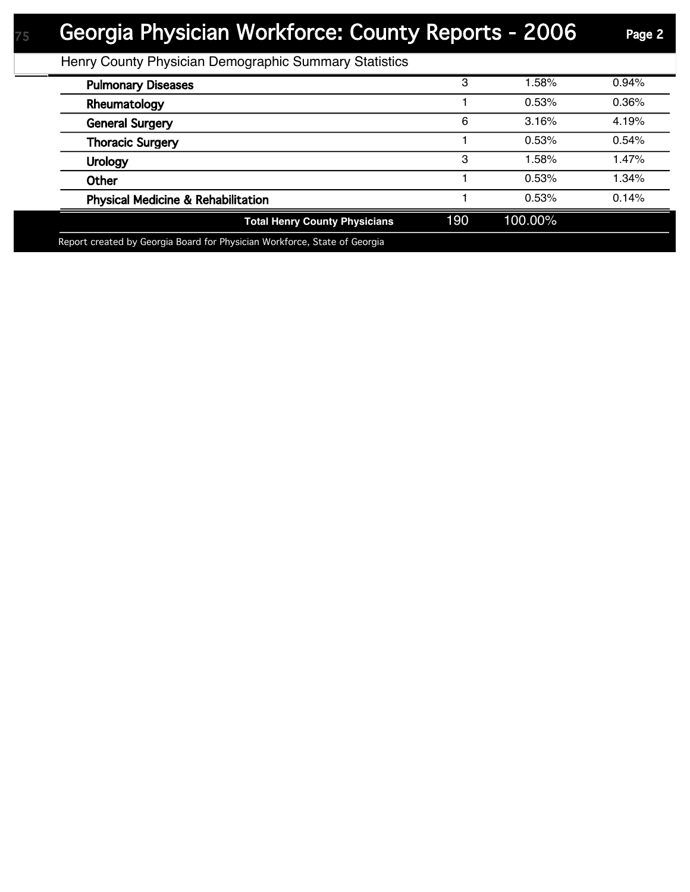## Henry County Physician Demographic Summary Statistics

| | | | |
|---|---|---|---|
| **Pulmonary Diseases** | 3 | 1.58% | 0.94% |
| **Rheumatology** | 1 | 0.53% | 0.36% |
| **General Surgery** | 6 | 3.16% | 4.19% |
| **Thoracic Surgery** | 1 | 0.53% | 0.54% |
| **Urology** | 3 | 1.58% | 1.47% |
| **Other** | 1 | 0.53% | 1.34% |
| **Physical Medicine & Rehabilitation** | 1 | 0.53% | 0.14% |
| **Total Henry County Physicians** | 190 | 100.00% | |

Report created by Georgia Board for Physician Workforce, State of Georgia